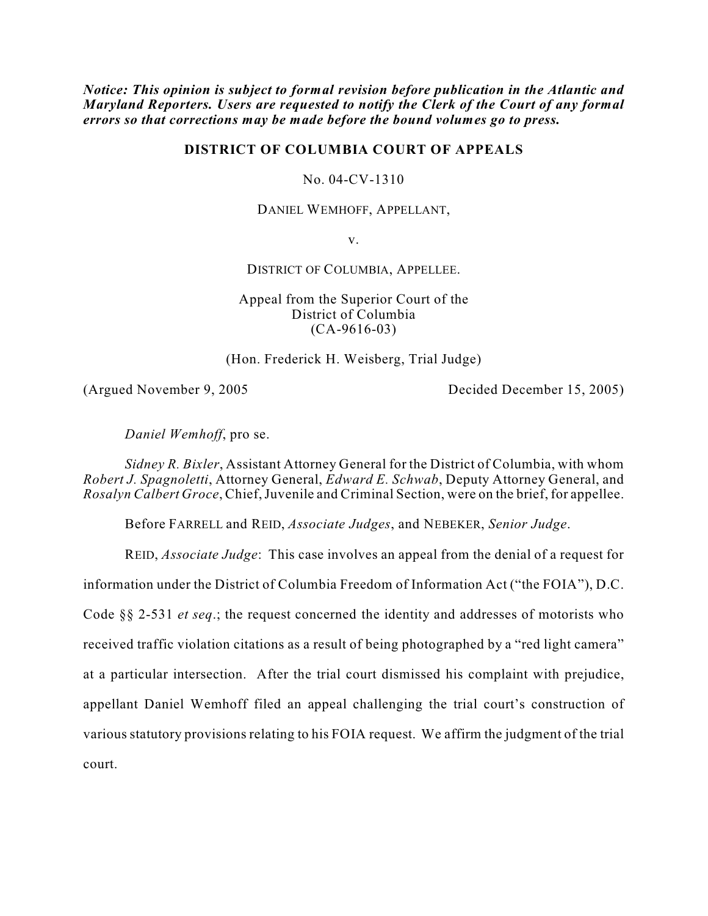***Notice: This opinion is subject to formal revision before publication in the Atlantic and Maryland Reporters. Users are requested to notify the Clerk of the Court of any formal errors so that corrections may be made before the bound volumes go to press.***

**DISTRICT OF COLUMBIA COURT OF APPEALS**

No. 04-CV-1310

DANIEL WEMHOFF, APPELLANT,

v.

DISTRICT OF COLUMBIA, APPELLEE.

Appeal from the Superior Court of the District of Columbia (CA-9616-03)

(Hon. Frederick H. Weisberg, Trial Judge)

(Argued November 9, 2005 Decided December 15, 2005)

*Daniel Wemhoff*, pro se.

*Sidney R. Bixler*, Assistant Attorney General for the District of Columbia, with whom *Robert J. Spagnoletti*, Attorney General, *Edward E. Schwab*, Deputy Attorney General, and *Rosalyn Calbert Groce*, Chief, Juvenile and Criminal Section, were on the brief, for appellee.

Before FARRELL and REID, *Associate Judges*, and NEBEKER, *Senior Judge*.

REID, *Associate Judge*: This case involves an appeal from the denial of a request for information under the District of Columbia Freedom of Information Act ("the FOIA"), D.C. Code §§ 2-531 *et seq*.; the request concerned the identity and addresses of motorists who received traffic violation citations as a result of being photographed by a "red light camera" at a particular intersection. After the trial court dismissed his complaint with prejudice, appellant Daniel Wemhoff filed an appeal challenging the trial court's construction of various statutory provisions relating to his FOIA request. We affirm the judgment of the trial court.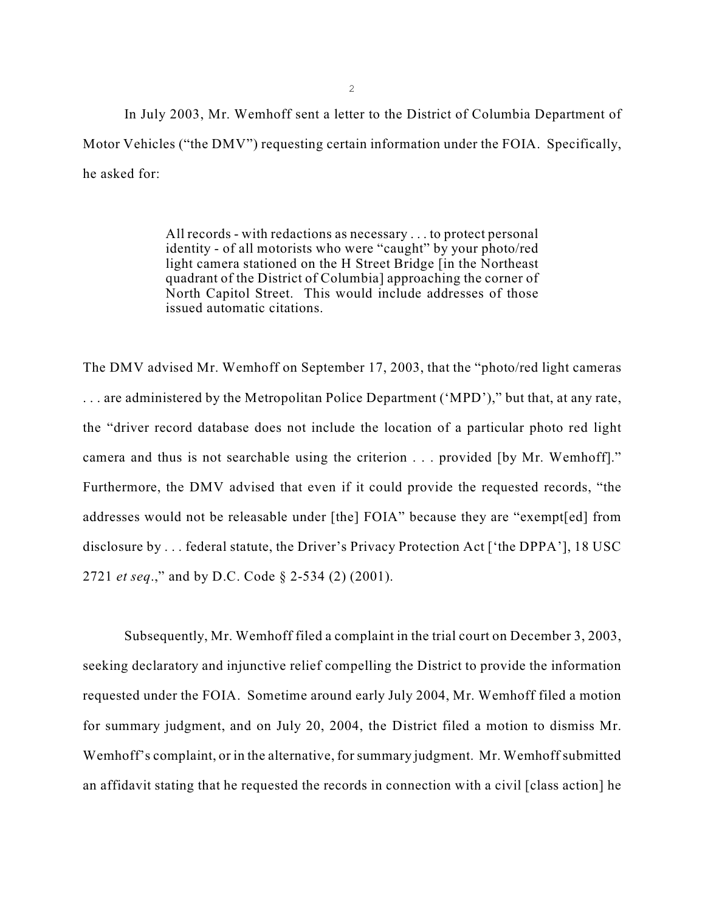In July 2003, Mr. Wemhoff sent a letter to the District of Columbia Department of Motor Vehicles ("the DMV") requesting certain information under the FOIA. Specifically, he asked for:

> All records - with redactions as necessary . . . to protect personal identity - of all motorists who were "caught" by your photo/red light camera stationed on the H Street Bridge [in the Northeast quadrant of the District of Columbia] approaching the corner of North Capitol Street. This would include addresses of those issued automatic citations.

The DMV advised Mr. Wemhoff on September 17, 2003, that the "photo/red light cameras . . . are administered by the Metropolitan Police Department ('MPD')," but that, at any rate, the "driver record database does not include the location of a particular photo red light camera and thus is not searchable using the criterion . . . provided [by Mr. Wemhoff]." Furthermore, the DMV advised that even if it could provide the requested records, "the addresses would not be releasable under [the] FOIA" because they are "exempt[ed] from disclosure by . . . federal statute, the Driver's Privacy Protection Act ['the DPPA'], 18 USC 2721 *et seq*.," and by D.C. Code § 2-534 (2) (2001).

Subsequently, Mr. Wemhoff filed a complaint in the trial court on December 3, 2003, seeking declaratory and injunctive relief compelling the District to provide the information requested under the FOIA. Sometime around early July 2004, Mr. Wemhoff filed a motion for summary judgment, and on July 20, 2004, the District filed a motion to dismiss Mr. Wemhoff's complaint, or in the alternative, for summary judgment. Mr. Wemhoff submitted an affidavit stating that he requested the records in connection with a civil [class action] he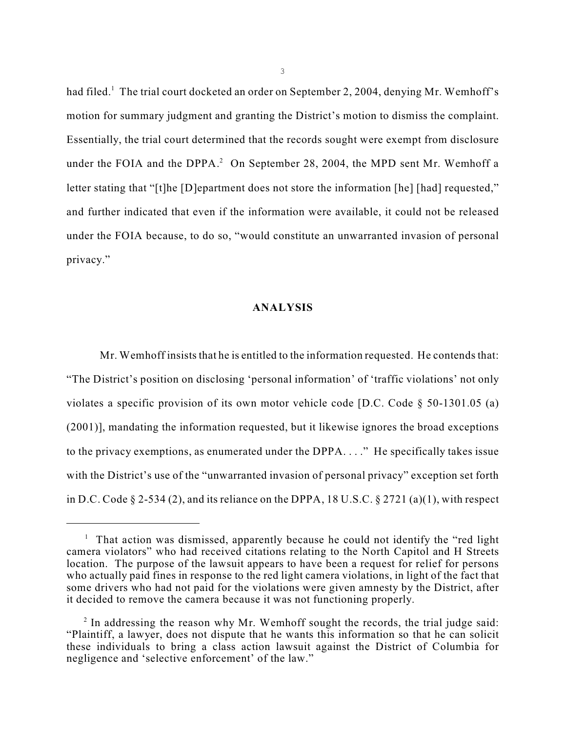had filed.[1] The trial court docketed an order on September 2, 2004, denying Mr. Wemhoff's motion for summary judgment and granting the District's motion to dismiss the complaint. Essentially, the trial court determined that the records sought were exempt from disclosure under the FOIA and the DPPA.[2] On September 28, 2004, the MPD sent Mr. Wemhoff a letter stating that "[t]he [D]epartment does not store the information [he] [had] requested," and further indicated that even if the information were available, it could not be released under the FOIA because, to do so, "would constitute an unwarranted invasion of personal privacy."

## ANALYSIS

Mr. Wemhoff insists that he is entitled to the information requested. He contends that: "The District's position on disclosing 'personal information' of 'traffic violations' not only violates a specific provision of its own motor vehicle code [D.C. Code § 50-1301.05 (a) (2001)], mandating the information requested, but it likewise ignores the broad exceptions to the privacy exemptions, as enumerated under the DPPA. . . ." He specifically takes issue with the District's use of the "unwarranted invasion of personal privacy" exception set forth in D.C. Code § 2-534 (2), and its reliance on the DPPA, 18 U.S.C. § 2721 (a)(1), with respect

---

[1] That action was dismissed, apparently because he could not identify the "red light camera violators" who had received citations relating to the North Capitol and H Streets location. The purpose of the lawsuit appears to have been a request for relief for persons who actually paid fines in response to the red light camera violations, in light of the fact that some drivers who had not paid for the violations were given amnesty by the District, after it decided to remove the camera because it was not functioning properly.

[2] In addressing the reason why Mr. Wemhoff sought the records, the trial judge said: "Plaintiff, a lawyer, does not dispute that he wants this information so that he can solicit these individuals to bring a class action lawsuit against the District of Columbia for negligence and 'selective enforcement' of the law."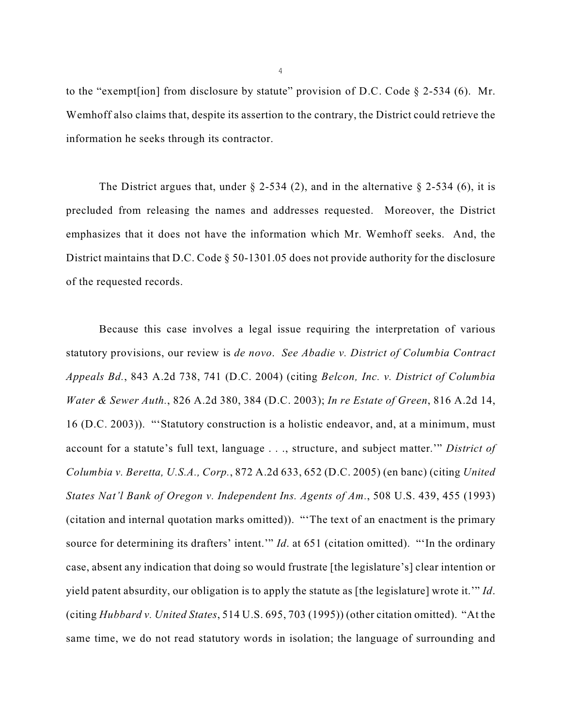to the "exempt[ion] from disclosure by statute" provision of D.C. Code § 2-534 (6). Mr. Wemhoff also claims that, despite its assertion to the contrary, the District could retrieve the information he seeks through its contractor.

The District argues that, under § 2-534 (2), and in the alternative § 2-534 (6), it is precluded from releasing the names and addresses requested. Moreover, the District emphasizes that it does not have the information which Mr. Wemhoff seeks. And, the District maintains that D.C. Code § 50-1301.05 does not provide authority for the disclosure of the requested records.

Because this case involves a legal issue requiring the interpretation of various statutory provisions, our review is *de novo*. *See Abadie v. District of Columbia Contract Appeals Bd.*, 843 A.2d 738, 741 (D.C. 2004) (citing *Belcon, Inc. v. District of Columbia Water & Sewer Auth.*, 826 A.2d 380, 384 (D.C. 2003); *In re Estate of Green*, 816 A.2d 14, 16 (D.C. 2003)). "'Statutory construction is a holistic endeavor, and, at a minimum, must account for a statute's full text, language . . ., structure, and subject matter.'" *District of Columbia v. Beretta, U.S.A., Corp.*, 872 A.2d 633, 652 (D.C. 2005) (en banc) (citing *United States Nat'l Bank of Oregon v. Independent Ins. Agents of Am.*, 508 U.S. 439, 455 (1993) (citation and internal quotation marks omitted)). "'The text of an enactment is the primary source for determining its drafters' intent.'" *Id*. at 651 (citation omitted). "'In the ordinary case, absent any indication that doing so would frustrate [the legislature's] clear intention or yield patent absurdity, our obligation is to apply the statute as [the legislature] wrote it.'" *Id*. (citing *Hubbard v. United States*, 514 U.S. 695, 703 (1995)) (other citation omitted). "At the same time, we do not read statutory words in isolation; the language of surrounding and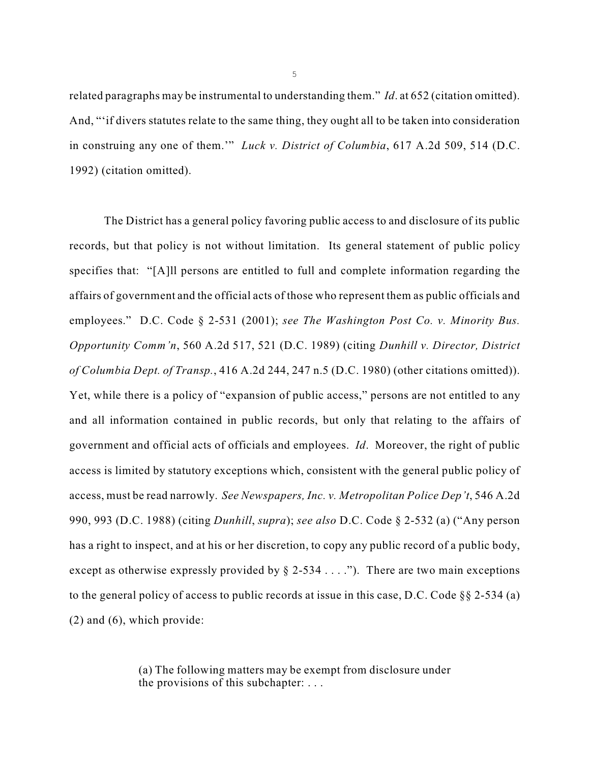related paragraphs may be instrumental to understanding them." *Id*. at 652 (citation omitted). And, "'if divers statutes relate to the same thing, they ought all to be taken into consideration in construing any one of them.'" *Luck v. District of Columbia*, 617 A.2d 509, 514 (D.C. 1992) (citation omitted).

The District has a general policy favoring public access to and disclosure of its public records, but that policy is not without limitation. Its general statement of public policy specifies that: "[A]ll persons are entitled to full and complete information regarding the affairs of government and the official acts of those who represent them as public officials and employees." D.C. Code § 2-531 (2001); *see The Washington Post Co. v. Minority Bus. Opportunity Comm'n*, 560 A.2d 517, 521 (D.C. 1989) (citing *Dunhill v. Director, District of Columbia Dept. of Transp.*, 416 A.2d 244, 247 n.5 (D.C. 1980) (other citations omitted)). Yet, while there is a policy of "expansion of public access," persons are not entitled to any and all information contained in public records, but only that relating to the affairs of government and official acts of officials and employees. *Id*. Moreover, the right of public access is limited by statutory exceptions which, consistent with the general public policy of access, must be read narrowly. *See Newspapers, Inc. v. Metropolitan Police Dep't*, 546 A.2d 990, 993 (D.C. 1988) (citing *Dunhill*, *supra*); *see also* D.C. Code § 2-532 (a) ("Any person has a right to inspect, and at his or her discretion, to copy any public record of a public body, except as otherwise expressly provided by § 2-534 . . . ."). There are two main exceptions to the general policy of access to public records at issue in this case, D.C. Code §§ 2-534 (a) (2) and (6), which provide:

> (a) The following matters may be exempt from disclosure under the provisions of this subchapter: . . .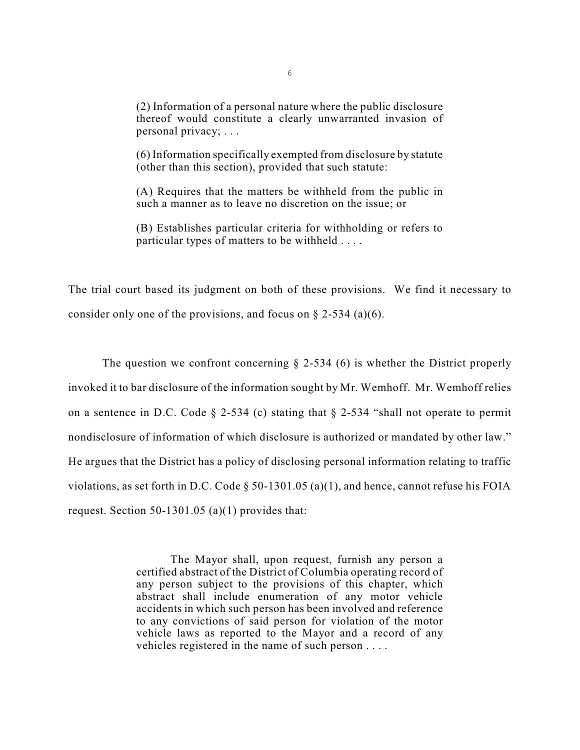> (2) Information of a personal nature where the public disclosure thereof would constitute a clearly unwarranted invasion of personal privacy; . . .
>
> (6) Information specifically exempted from disclosure by statute (other than this section), provided that such statute:
>
> (A) Requires that the matters be withheld from the public in such a manner as to leave no discretion on the issue; or
>
> (B) Establishes particular criteria for withholding or refers to particular types of matters to be withheld . . . .

The trial court based its judgment on both of these provisions. We find it necessary to consider only one of the provisions, and focus on § 2-534 (a)(6).

The question we confront concerning § 2-534 (6) is whether the District properly invoked it to bar disclosure of the information sought by Mr. Wemhoff. Mr. Wemhoff relies on a sentence in D.C. Code § 2-534 (c) stating that § 2-534 "shall not operate to permit nondisclosure of information of which disclosure is authorized or mandated by other law." He argues that the District has a policy of disclosing personal information relating to traffic violations, as set forth in D.C. Code § 50-1301.05 (a)(1), and hence, cannot refuse his FOIA request. Section 50-1301.05 (a)(1) provides that:

> The Mayor shall, upon request, furnish any person a certified abstract of the District of Columbia operating record of any person subject to the provisions of this chapter, which abstract shall include enumeration of any motor vehicle accidents in which such person has been involved and reference to any convictions of said person for violation of the motor vehicle laws as reported to the Mayor and a record of any vehicles registered in the name of such person . . . .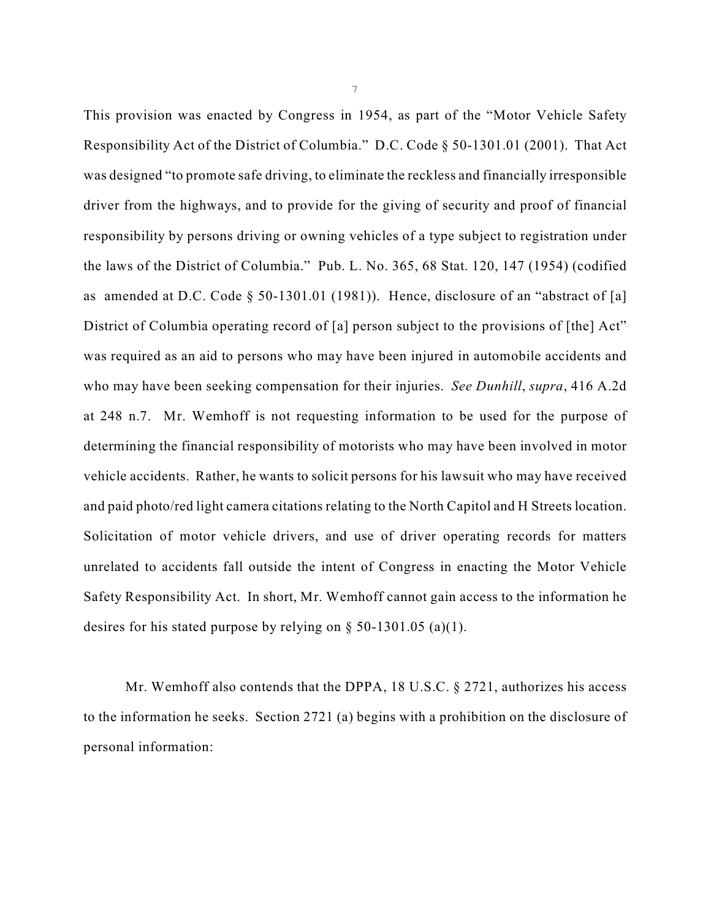This provision was enacted by Congress in 1954, as part of the "Motor Vehicle Safety Responsibility Act of the District of Columbia." D.C. Code § 50-1301.01 (2001). That Act was designed "to promote safe driving, to eliminate the reckless and financially irresponsible driver from the highways, and to provide for the giving of security and proof of financial responsibility by persons driving or owning vehicles of a type subject to registration under the laws of the District of Columbia." Pub. L. No. 365, 68 Stat. 120, 147 (1954) (codified as amended at D.C. Code § 50-1301.01 (1981)). Hence, disclosure of an "abstract of [a] District of Columbia operating record of [a] person subject to the provisions of [the] Act" was required as an aid to persons who may have been injured in automobile accidents and who may have been seeking compensation for their injuries. *See Dunhill*, *supra*, 416 A.2d at 248 n.7. Mr. Wemhoff is not requesting information to be used for the purpose of determining the financial responsibility of motorists who may have been involved in motor vehicle accidents. Rather, he wants to solicit persons for his lawsuit who may have received and paid photo/red light camera citations relating to the North Capitol and H Streets location. Solicitation of motor vehicle drivers, and use of driver operating records for matters unrelated to accidents fall outside the intent of Congress in enacting the Motor Vehicle Safety Responsibility Act. In short, Mr. Wemhoff cannot gain access to the information he desires for his stated purpose by relying on § 50-1301.05 (a)(1).

Mr. Wemhoff also contends that the DPPA, 18 U.S.C. § 2721, authorizes his access to the information he seeks. Section 2721 (a) begins with a prohibition on the disclosure of personal information: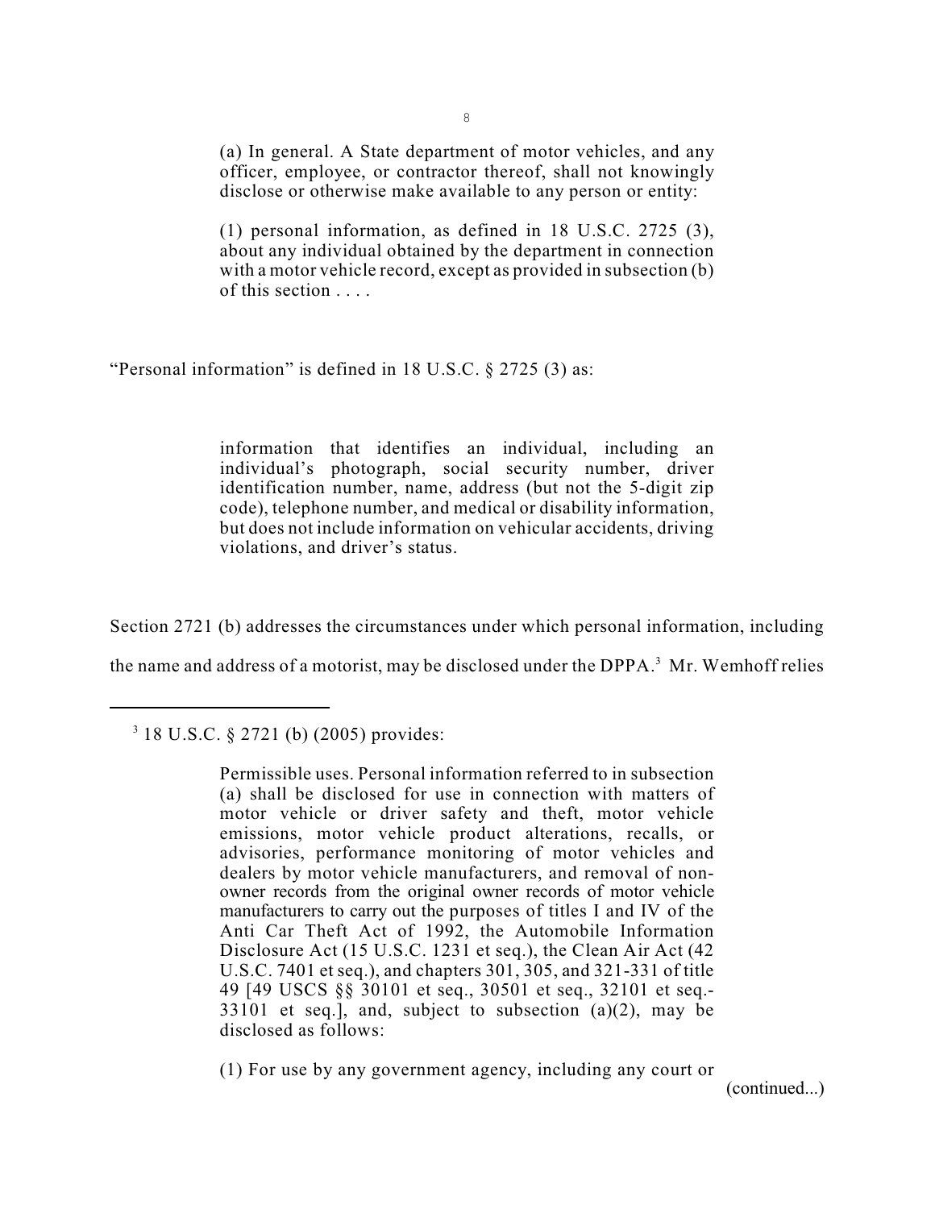> (a) In general. A State department of motor vehicles, and any officer, employee, or contractor thereof, shall not knowingly disclose or otherwise make available to any person or entity:
>
> (1) personal information, as defined in 18 U.S.C. 2725 (3), about any individual obtained by the department in connection with a motor vehicle record, except as provided in subsection (b) of this section . . . .

"Personal information" is defined in 18 U.S.C. § 2725 (3) as:

> information that identifies an individual, including an individual's photograph, social security number, driver identification number, name, address (but not the 5-digit zip code), telephone number, and medical or disability information, but does not include information on vehicular accidents, driving violations, and driver's status.

Section 2721 (b) addresses the circumstances under which personal information, including the name and address of a motorist, may be disclosed under the DPPA.[3] Mr. Wemhoff relies

---

[3] 18 U.S.C. § 2721 (b) (2005) provides:

> Permissible uses. Personal information referred to in subsection (a) shall be disclosed for use in connection with matters of motor vehicle or driver safety and theft, motor vehicle emissions, motor vehicle product alterations, recalls, or advisories, performance monitoring of motor vehicles and dealers by motor vehicle manufacturers, and removal of non-owner records from the original owner records of motor vehicle manufacturers to carry out the purposes of titles I and IV of the Anti Car Theft Act of 1992, the Automobile Information Disclosure Act (15 U.S.C. 1231 et seq.), the Clean Air Act (42 U.S.C. 7401 et seq.), and chapters 301, 305, and 321-331 of title 49 [49 USCS §§ 30101 et seq., 30501 et seq., 32101 et seq.-33101 et seq.], and, subject to subsection (a)(2), may be disclosed as follows:
>
> (1) For use by any government agency, including any court or

(continued...)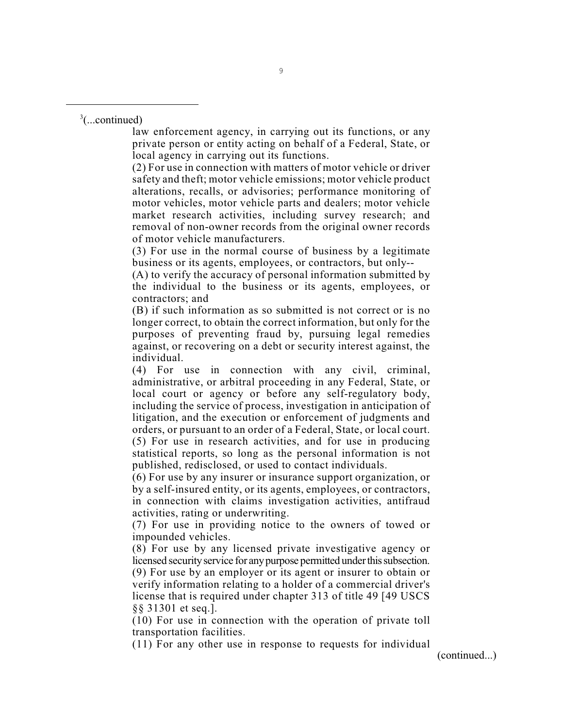[3](...continued)

law enforcement agency, in carrying out its functions, or any private person or entity acting on behalf of a Federal, State, or local agency in carrying out its functions.

(2) For use in connection with matters of motor vehicle or driver safety and theft; motor vehicle emissions; motor vehicle product alterations, recalls, or advisories; performance monitoring of motor vehicles, motor vehicle parts and dealers; motor vehicle market research activities, including survey research; and removal of non-owner records from the original owner records of motor vehicle manufacturers.

(3) For use in the normal course of business by a legitimate business or its agents, employees, or contractors, but only--

(A) to verify the accuracy of personal information submitted by the individual to the business or its agents, employees, or contractors; and

(B) if such information as so submitted is not correct or is no longer correct, to obtain the correct information, but only for the purposes of preventing fraud by, pursuing legal remedies against, or recovering on a debt or security interest against, the individual.

(4) For use in connection with any civil, criminal, administrative, or arbitral proceeding in any Federal, State, or local court or agency or before any self-regulatory body, including the service of process, investigation in anticipation of litigation, and the execution or enforcement of judgments and orders, or pursuant to an order of a Federal, State, or local court.

(5) For use in research activities, and for use in producing statistical reports, so long as the personal information is not published, redisclosed, or used to contact individuals.

(6) For use by any insurer or insurance support organization, or by a self-insured entity, or its agents, employees, or contractors, in connection with claims investigation activities, antifraud activities, rating or underwriting.

(7) For use in providing notice to the owners of towed or impounded vehicles.

(8) For use by any licensed private investigative agency or licensed security service for any purpose permitted under this subsection.

(9) For use by an employer or its agent or insurer to obtain or verify information relating to a holder of a commercial driver's license that is required under chapter 313 of title 49 [49 USCS §§ 31301 et seq.].

(10) For use in connection with the operation of private toll transportation facilities.

(11) For any other use in response to requests for individual

(continued...)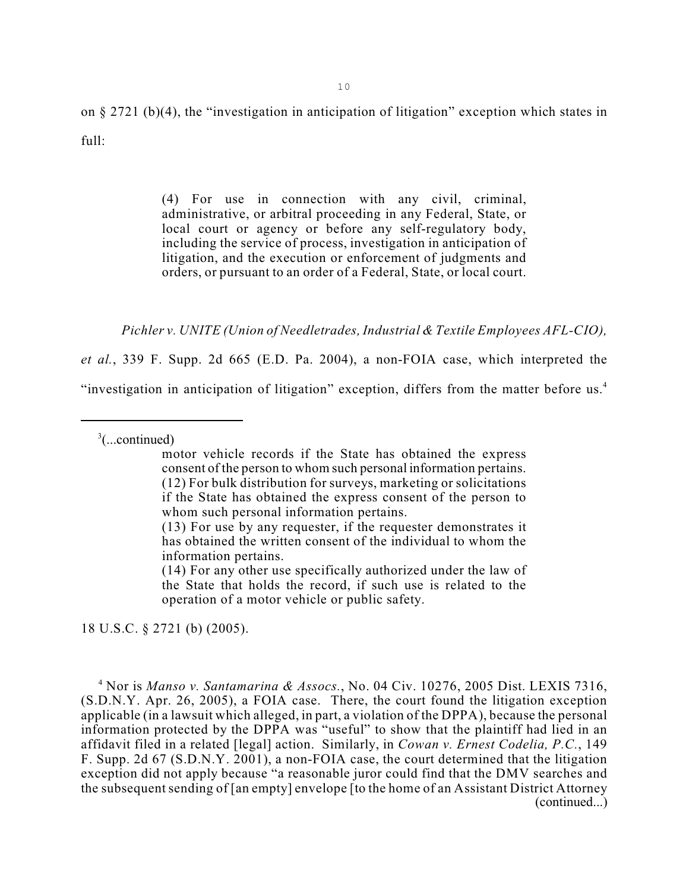on § 2721 (b)(4), the "investigation in anticipation of litigation" exception which states in full:

> (4) For use in connection with any civil, criminal, administrative, or arbitral proceeding in any Federal, State, or local court or agency or before any self-regulatory body, including the service of process, investigation in anticipation of litigation, and the execution or enforcement of judgments and orders, or pursuant to an order of a Federal, State, or local court.

*Pichler v. UNITE (Union of Needletrades, Industrial & Textile Employees AFL-CIO), et al.*, 339 F. Supp. 2d 665 (E.D. Pa. 2004), a non-FOIA case, which interpreted the "investigation in anticipation of litigation" exception, differs from the matter before us.[4]

---

[3](...continued)

> motor vehicle records if the State has obtained the express consent of the person to whom such personal information pertains.
> (12) For bulk distribution for surveys, marketing or solicitations if the State has obtained the express consent of the person to whom such personal information pertains.
> (13) For use by any requester, if the requester demonstrates it has obtained the written consent of the individual to whom the information pertains.
> (14) For any other use specifically authorized under the law of the State that holds the record, if such use is related to the operation of a motor vehicle or public safety.

18 U.S.C. § 2721 (b) (2005).

[4] Nor is *Manso v. Santamarina & Assocs.*, No. 04 Civ. 10276, 2005 Dist. LEXIS 7316, (S.D.N.Y. Apr. 26, 2005), a FOIA case. There, the court found the litigation exception applicable (in a lawsuit which alleged, in part, a violation of the DPPA), because the personal information protected by the DPPA was "useful" to show that the plaintiff had lied in an affidavit filed in a related [legal] action. Similarly, in *Cowan v. Ernest Codelia, P.C.*, 149 F. Supp. 2d 67 (S.D.N.Y. 2001), a non-FOIA case, the court determined that the litigation exception did not apply because "a reasonable juror could find that the DMV searches and the subsequent sending of [an empty] envelope [to the home of an Assistant District Attorney (continued...)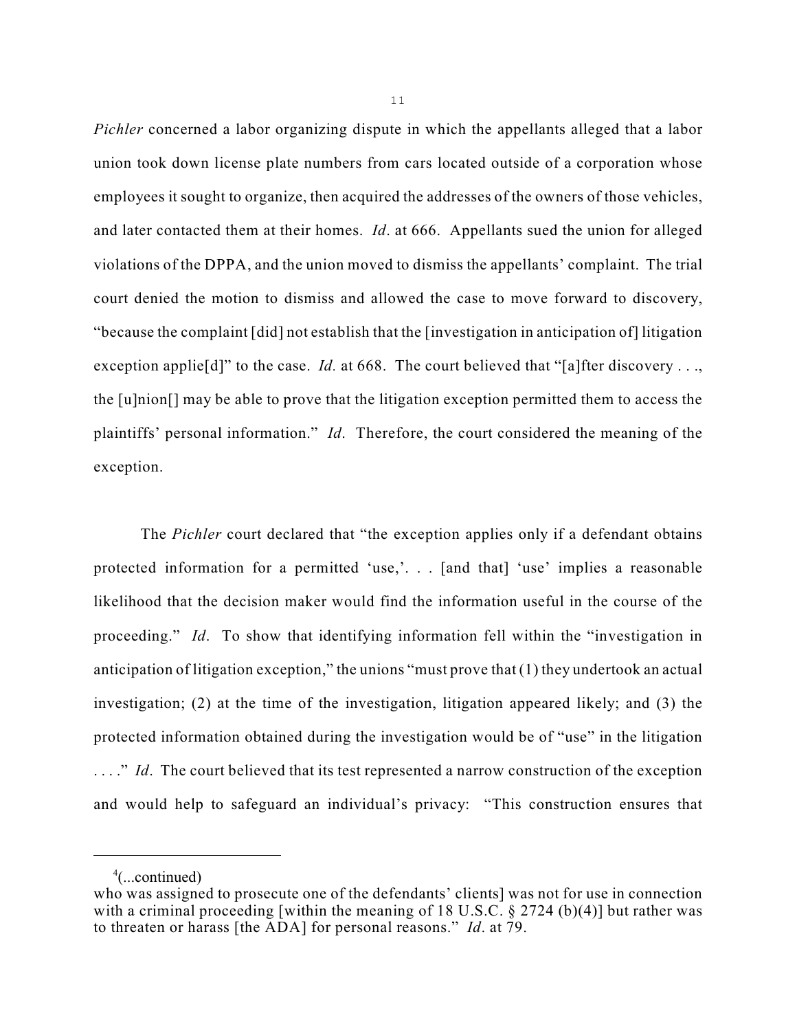*Pichler* concerned a labor organizing dispute in which the appellants alleged that a labor union took down license plate numbers from cars located outside of a corporation whose employees it sought to organize, then acquired the addresses of the owners of those vehicles, and later contacted them at their homes. *Id*. at 666. Appellants sued the union for alleged violations of the DPPA, and the union moved to dismiss the appellants' complaint. The trial court denied the motion to dismiss and allowed the case to move forward to discovery, "because the complaint [did] not establish that the [investigation in anticipation of] litigation exception applie[d]" to the case. *Id.* at 668. The court believed that "[a]fter discovery . . ., the [u]nion[] may be able to prove that the litigation exception permitted them to access the plaintiffs' personal information." *Id*. Therefore, the court considered the meaning of the exception.

The *Pichler* court declared that "the exception applies only if a defendant obtains protected information for a permitted 'use,'. . . [and that] 'use' implies a reasonable likelihood that the decision maker would find the information useful in the course of the proceeding." *Id*. To show that identifying information fell within the "investigation in anticipation of litigation exception," the unions "must prove that (1) they undertook an actual investigation; (2) at the time of the investigation, litigation appeared likely; and (3) the protected information obtained during the investigation would be of "use" in the litigation . . . ." *Id*. The court believed that its test represented a narrow construction of the exception and would help to safeguard an individual's privacy: "This construction ensures that

---

[4](...continued)
who was assigned to prosecute one of the defendants' clients] was not for use in connection with a criminal proceeding [within the meaning of 18 U.S.C. § 2724 (b)(4)] but rather was to threaten or harass [the ADA] for personal reasons." *Id*. at 79.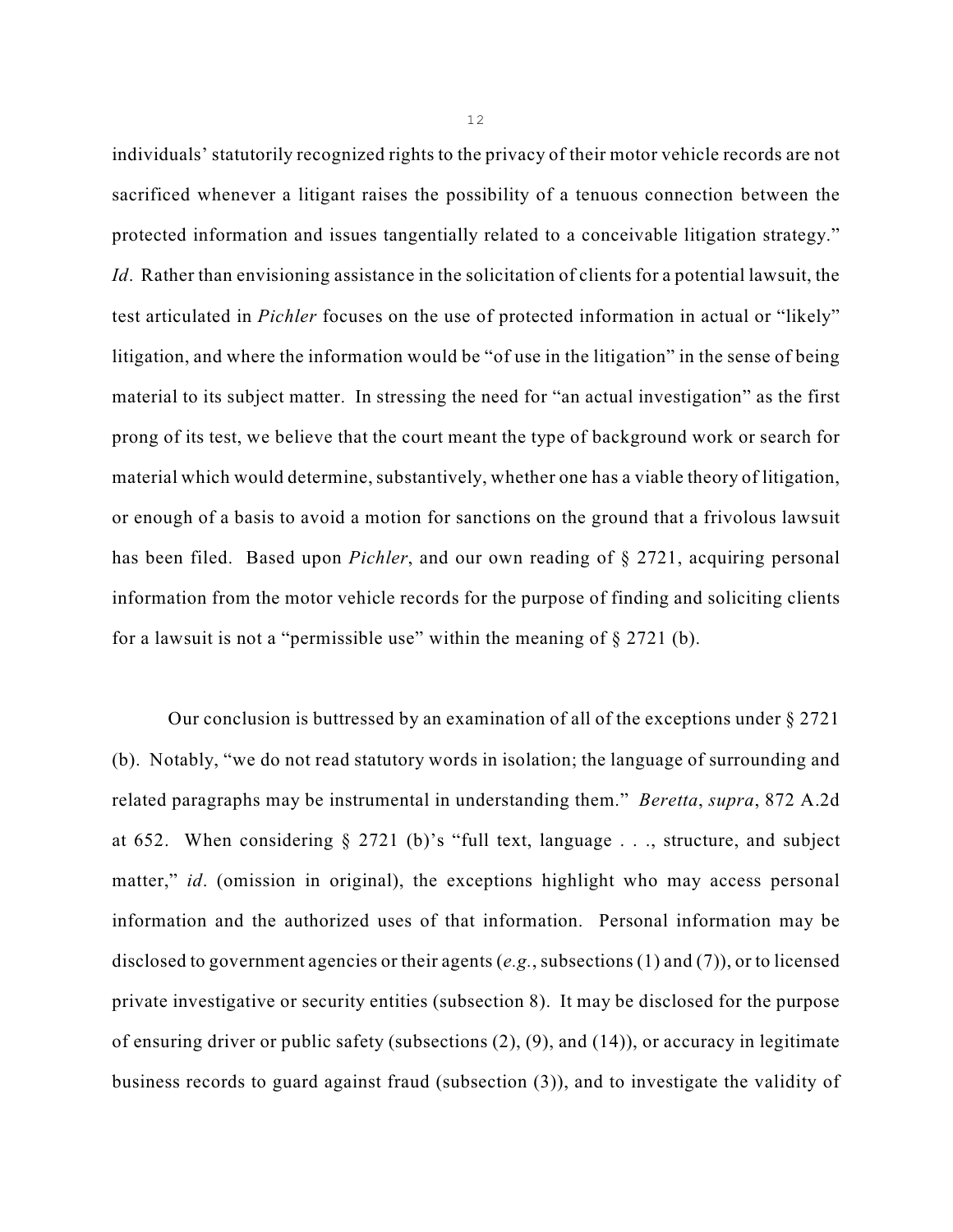individuals' statutorily recognized rights to the privacy of their motor vehicle records are not sacrificed whenever a litigant raises the possibility of a tenuous connection between the protected information and issues tangentially related to a conceivable litigation strategy." *Id*. Rather than envisioning assistance in the solicitation of clients for a potential lawsuit, the test articulated in *Pichler* focuses on the use of protected information in actual or "likely" litigation, and where the information would be "of use in the litigation" in the sense of being material to its subject matter. In stressing the need for "an actual investigation" as the first prong of its test, we believe that the court meant the type of background work or search for material which would determine, substantively, whether one has a viable theory of litigation, or enough of a basis to avoid a motion for sanctions on the ground that a frivolous lawsuit has been filed. Based upon *Pichler*, and our own reading of § 2721, acquiring personal information from the motor vehicle records for the purpose of finding and soliciting clients for a lawsuit is not a "permissible use" within the meaning of § 2721 (b).

Our conclusion is buttressed by an examination of all of the exceptions under § 2721 (b). Notably, "we do not read statutory words in isolation; the language of surrounding and related paragraphs may be instrumental in understanding them." *Beretta*, *supra*, 872 A.2d at 652. When considering § 2721 (b)'s "full text, language . . ., structure, and subject matter," *id*. (omission in original), the exceptions highlight who may access personal information and the authorized uses of that information. Personal information may be disclosed to government agencies or their agents (*e.g.*, subsections (1) and (7)), or to licensed private investigative or security entities (subsection 8). It may be disclosed for the purpose of ensuring driver or public safety (subsections (2), (9), and (14)), or accuracy in legitimate business records to guard against fraud (subsection (3)), and to investigate the validity of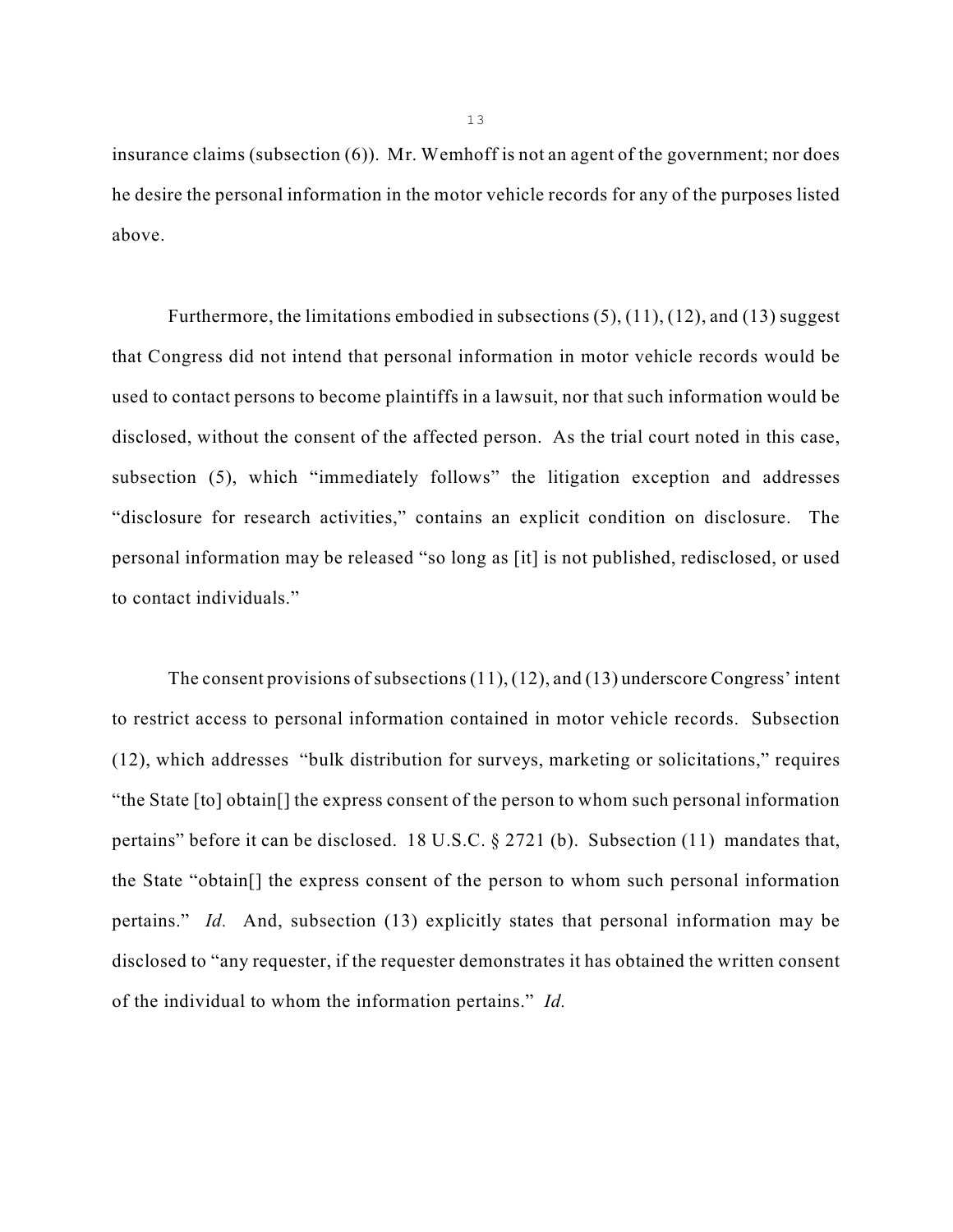insurance claims (subsection (6)). Mr. Wemhoff is not an agent of the government; nor does he desire the personal information in the motor vehicle records for any of the purposes listed above.

Furthermore, the limitations embodied in subsections (5), (11), (12), and (13) suggest that Congress did not intend that personal information in motor vehicle records would be used to contact persons to become plaintiffs in a lawsuit, nor that such information would be disclosed, without the consent of the affected person. As the trial court noted in this case, subsection (5), which "immediately follows" the litigation exception and addresses "disclosure for research activities," contains an explicit condition on disclosure. The personal information may be released "so long as [it] is not published, redisclosed, or used to contact individuals."

The consent provisions of subsections (11), (12), and (13) underscore Congress' intent to restrict access to personal information contained in motor vehicle records. Subsection (12), which addresses "bulk distribution for surveys, marketing or solicitations," requires "the State [to] obtain[] the express consent of the person to whom such personal information pertains" before it can be disclosed. 18 U.S.C. § 2721 (b). Subsection (11) mandates that, the State "obtain[] the express consent of the person to whom such personal information pertains." *Id.* And, subsection (13) explicitly states that personal information may be disclosed to "any requester, if the requester demonstrates it has obtained the written consent of the individual to whom the information pertains." *Id.*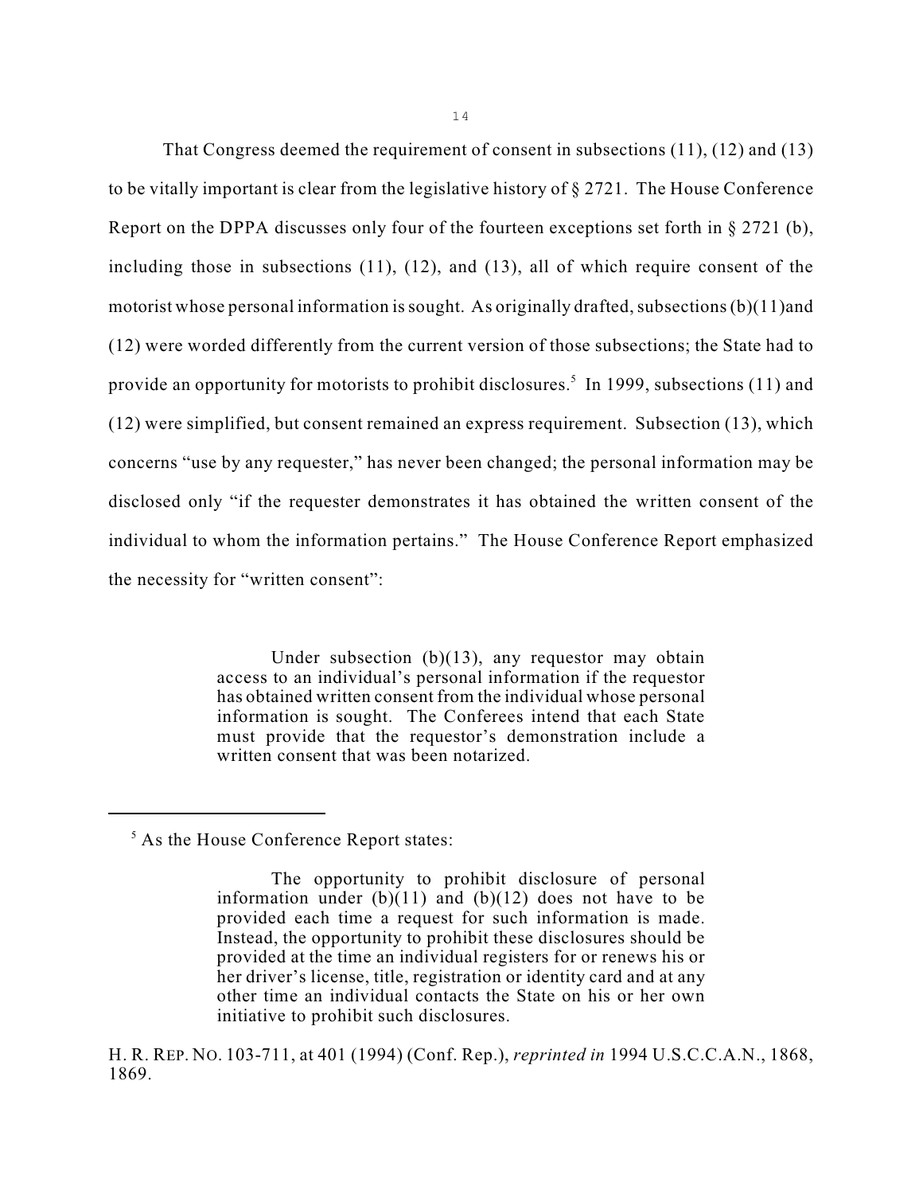That Congress deemed the requirement of consent in subsections (11), (12) and (13) to be vitally important is clear from the legislative history of § 2721. The House Conference Report on the DPPA discusses only four of the fourteen exceptions set forth in § 2721 (b), including those in subsections (11), (12), and (13), all of which require consent of the motorist whose personal information is sought. As originally drafted, subsections (b)(11)and (12) were worded differently from the current version of those subsections; the State had to provide an opportunity for motorists to prohibit disclosures.[5] In 1999, subsections (11) and (12) were simplified, but consent remained an express requirement. Subsection (13), which concerns "use by any requester," has never been changed; the personal information may be disclosed only "if the requester demonstrates it has obtained the written consent of the individual to whom the information pertains." The House Conference Report emphasized the necessity for "written consent":

> Under subsection (b)(13), any requestor may obtain access to an individual's personal information if the requestor has obtained written consent from the individual whose personal information is sought. The Conferees intend that each State must provide that the requestor's demonstration include a written consent that was been notarized.

---

[5] As the House Conference Report states:

> The opportunity to prohibit disclosure of personal information under (b)(11) and (b)(12) does not have to be provided each time a request for such information is made. Instead, the opportunity to prohibit these disclosures should be provided at the time an individual registers for or renews his or her driver's license, title, registration or identity card and at any other time an individual contacts the State on his or her own initiative to prohibit such disclosures.

H. R. REP. NO. 103-711, at 401 (1994) (Conf. Rep.), *reprinted in* 1994 U.S.C.C.A.N., 1868, 1869.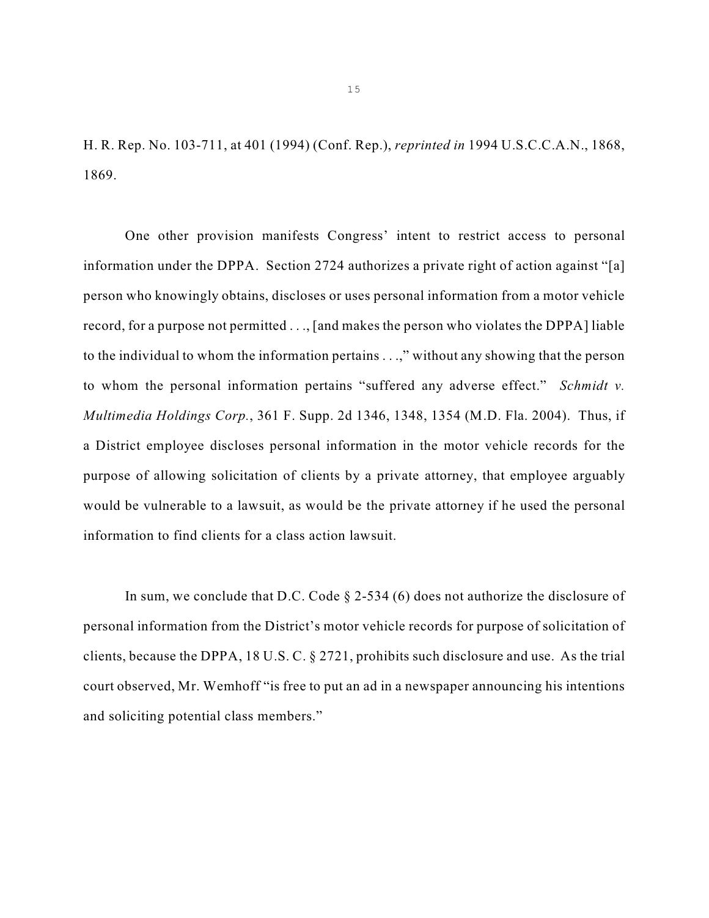H. R. Rep. No. 103-711, at 401 (1994) (Conf. Rep.), *reprinted in* 1994 U.S.C.C.A.N., 1868, 1869.

One other provision manifests Congress' intent to restrict access to personal information under the DPPA. Section 2724 authorizes a private right of action against "[a] person who knowingly obtains, discloses or uses personal information from a motor vehicle record, for a purpose not permitted . . ., [and makes the person who violates the DPPA] liable to the individual to whom the information pertains . . .," without any showing that the person to whom the personal information pertains "suffered any adverse effect." *Schmidt v. Multimedia Holdings Corp.*, 361 F. Supp. 2d 1346, 1348, 1354 (M.D. Fla. 2004). Thus, if a District employee discloses personal information in the motor vehicle records for the purpose of allowing solicitation of clients by a private attorney, that employee arguably would be vulnerable to a lawsuit, as would be the private attorney if he used the personal information to find clients for a class action lawsuit.

In sum, we conclude that D.C. Code § 2-534 (6) does not authorize the disclosure of personal information from the District's motor vehicle records for purpose of solicitation of clients, because the DPPA, 18 U.S. C. § 2721, prohibits such disclosure and use. As the trial court observed, Mr. Wemhoff "is free to put an ad in a newspaper announcing his intentions and soliciting potential class members."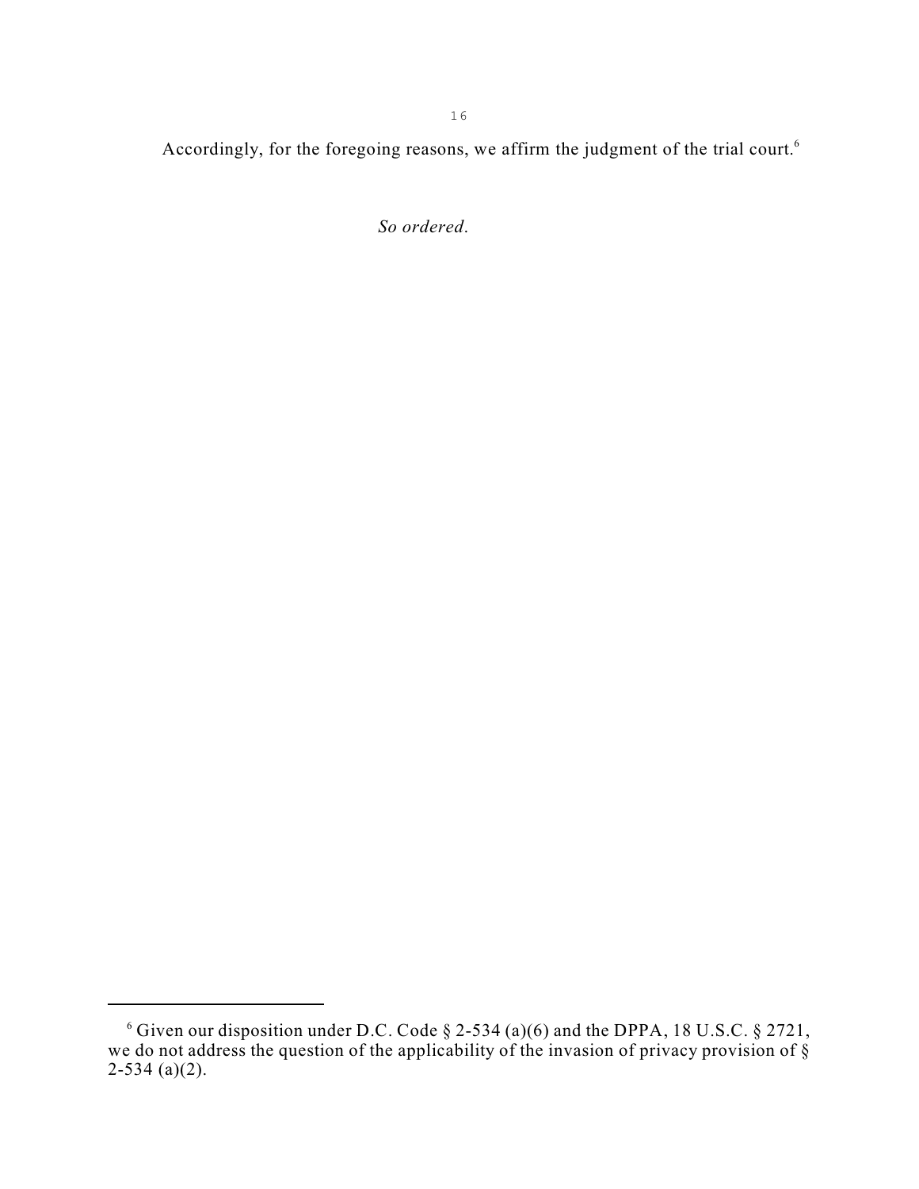Accordingly, for the foregoing reasons, we affirm the judgment of the trial court.[6]

*So ordered*.

[6] Given our disposition under D.C. Code § 2-534 (a)(6) and the DPPA, 18 U.S.C. § 2721, we do not address the question of the applicability of the invasion of privacy provision of § 2-534 (a)(2).